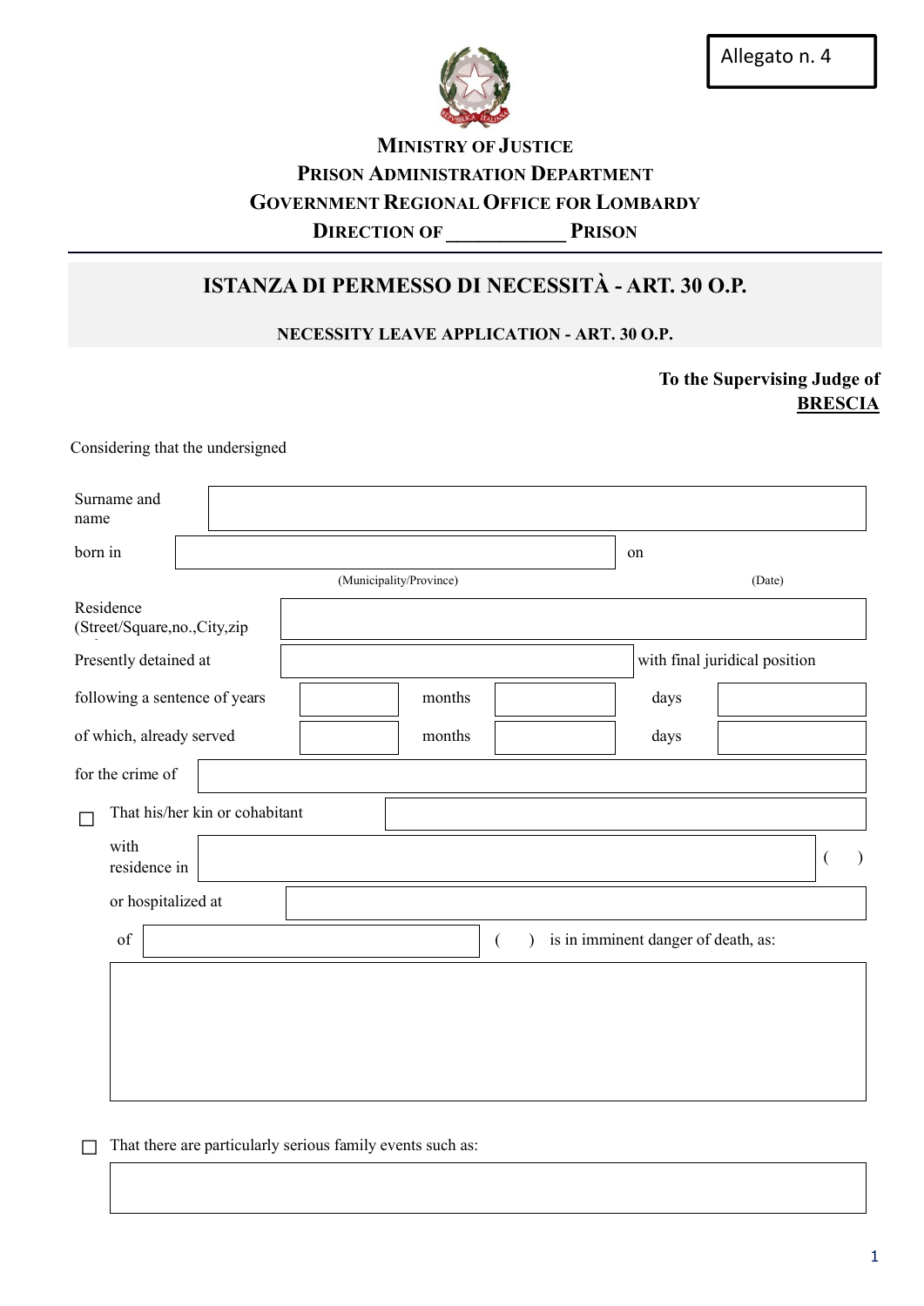Allegato n. 4

**MINISTRY OF JUSTICE**
**PRISON ADMINISTRATION DEPARTMENT**
**GOVERNMENT REGIONAL OFFICE FOR LOMBARDY**
**DIRECTION OF ____________ PRISON**

# ISTANZA DI PERMESSO DI NECESSITÀ - ART. 30 O.P.

**NECESSITY LEAVE APPLICATION - ART. 30 O.P.**

**To the Supervising Judge of**
**BRESCIA**

Considering that the undersigned

| | | | | | |
|---|---|---|---|---|---|
| Surname and name | | | | | |
| born in | (Municipality/Province) | | on | (Date) | |
| Residence (Street/Square,no.,City,zip | | | | | |
| Presently detained at | | | with final juridical position | | |
| following a sentence of years | | months | | days | |
| of which, already served | | months | | days | |
| for the crime of | | | | | |

☐ That his/her kin or cohabitant ______________________

with residence in ______________________ (    )

or hospitalized at ______________________

of ______________________ (    ) is in imminent danger of death, as:

______________________

☐ That there are particularly serious family events such as:

______________________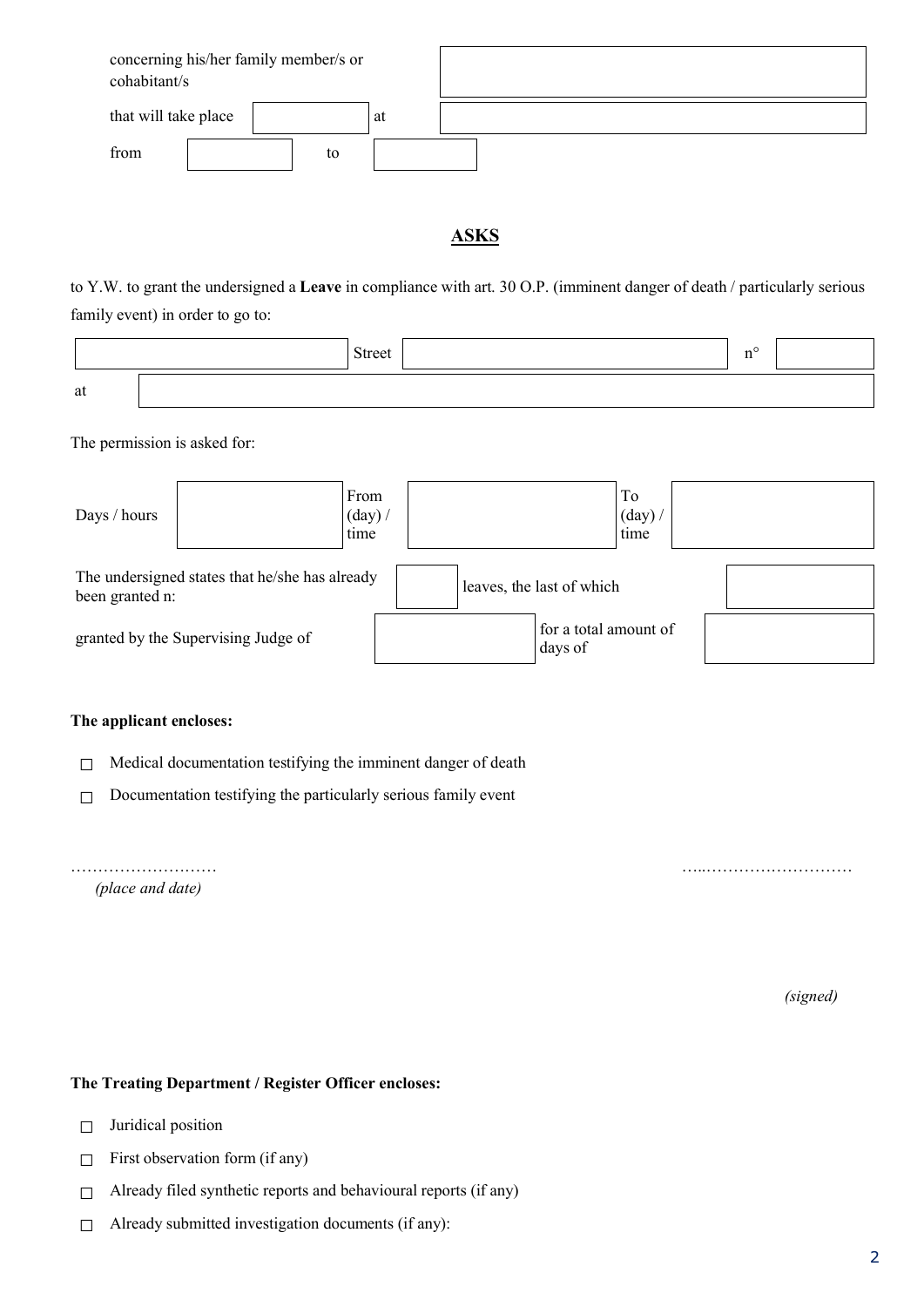| concerning his/her family member/s or cohabitant/s | | | |
|---|---|---|---|
| that will take place | | at | |
| from | | to | |

## ASKS

to Y.W. to grant the undersigned a **Leave** in compliance with art. 30 O.P. (imminent danger of death / particularly serious family event) in order to go to:

| | Street | | n° | |
|---|---|---|---|---|
| at | | | | |

The permission is asked for:

| Days / hours | | From (day) / time | | To (day) / time | |
|---|---|---|---|---|---|
| The undersigned states that he/she has already been granted n: | | leaves, the last of which | | | |
| granted by the Supervising Judge of | | for a total amount of days of | | | |

**The applicant encloses:**

- ☐ Medical documentation testifying the imminent danger of death
- ☐ Documentation testifying the particularly serious family event

………………………  
*(place and date)*

…..………………………

*(signed)*

**The Treating Department / Register Officer encloses:**

- ☐ Juridical position
- ☐ First observation form (if any)
- ☐ Already filed synthetic reports and behavioural reports (if any)
- ☐ Already submitted investigation documents (if any):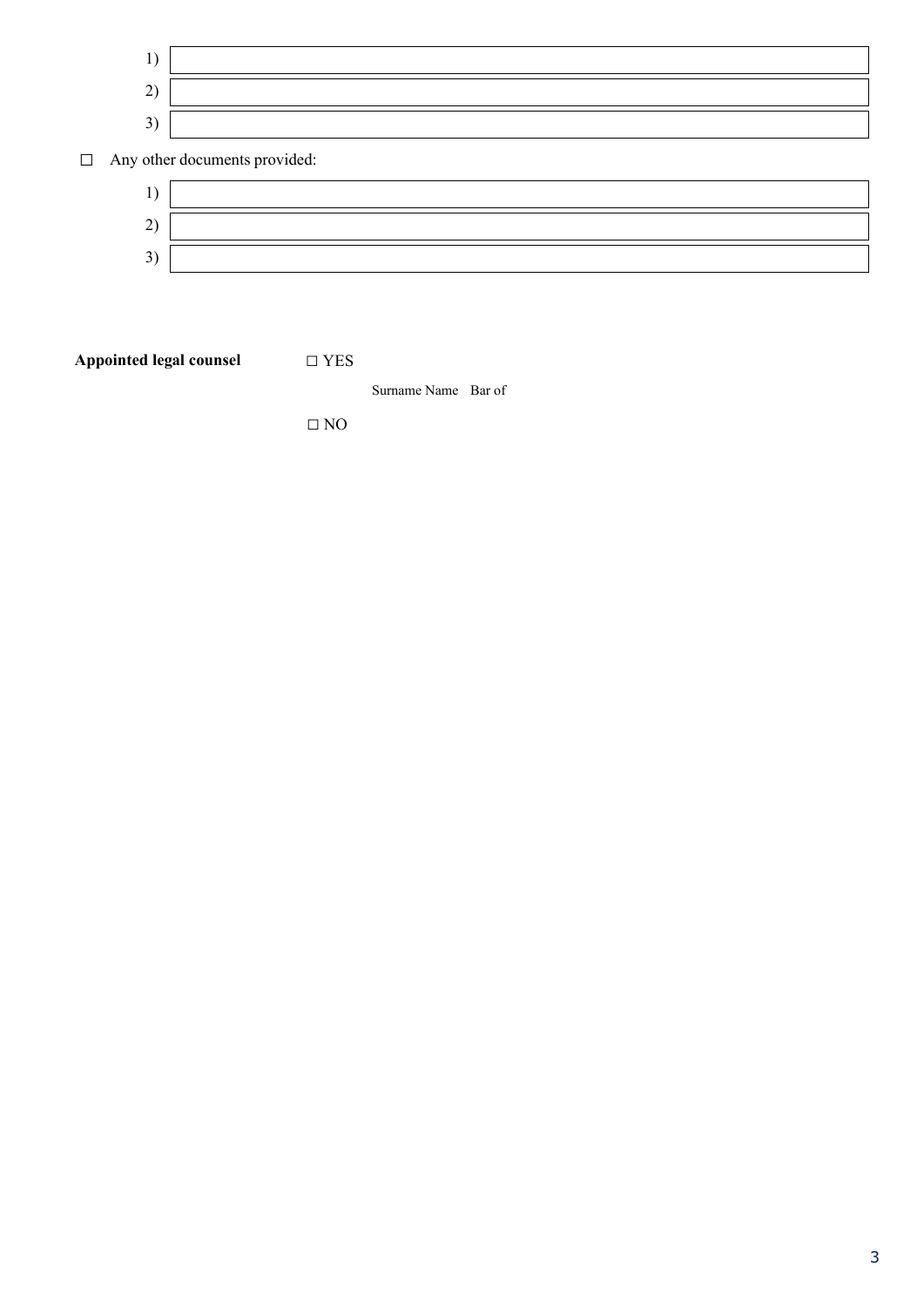1)
2)
3)

☐ Any other documents provided:

1)
2)
3)

**Appointed legal counsel** ☐ YES

Surname Name Bar of

☐ NO